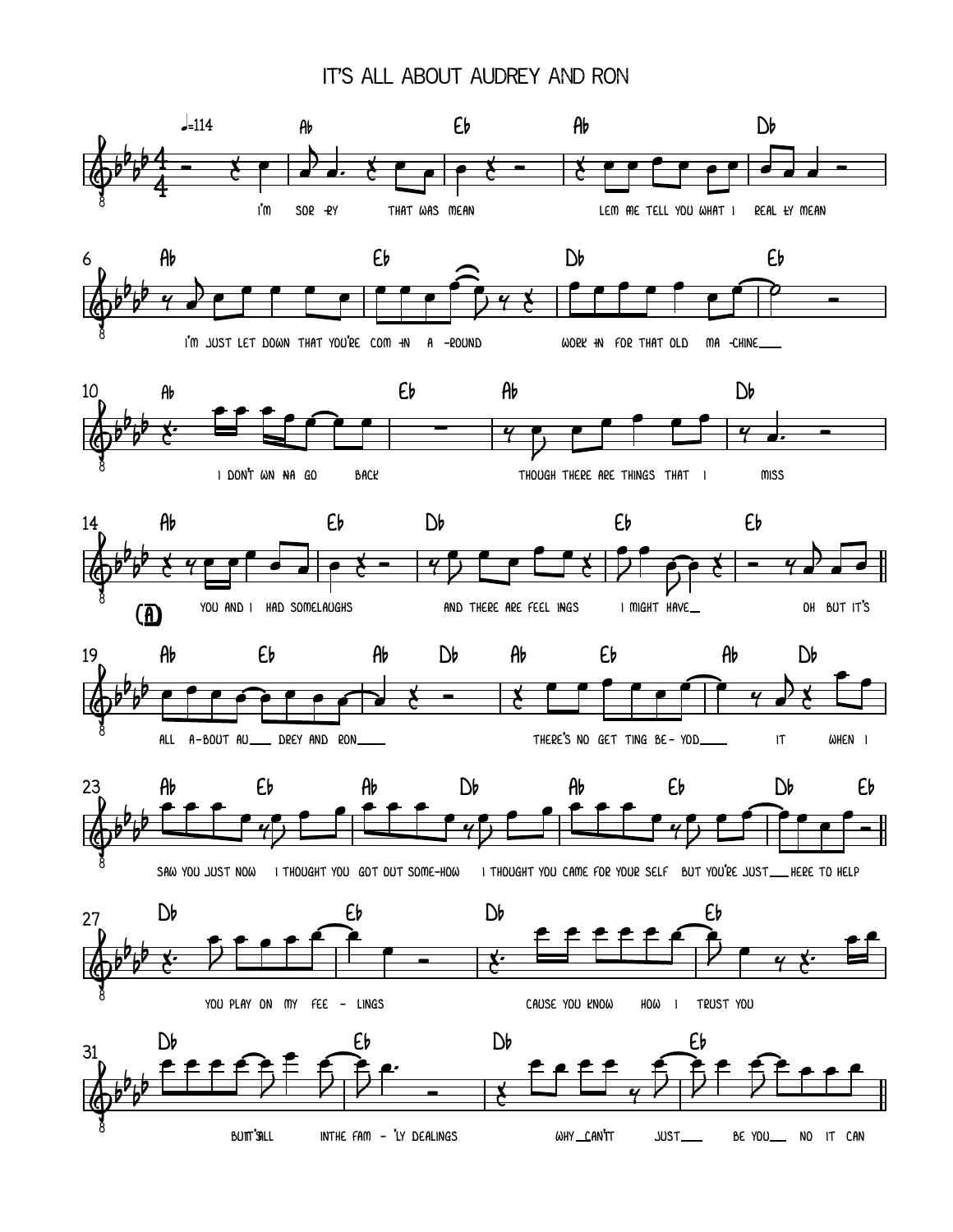# IT'S ALL ABOUT AUDREY AND RON

♩=114

Ab Eb Ab Db

I'm sor -ry that was mean lem me tell you what I real -ly mean

Ab Eb Db Eb

I'm just let down that you're com -in a -round work -in for that old ma -chine

Ab Eb Ab Db

I don't wn -na go back though there are things that I miss

(A)

Ab Eb Db Eb Eb

you and I had some laughs and there are feel -ings I might have oh but it's

Ab Eb Ab Db Ab Eb Ab Db

all a-bout Au drey and Ron there's no get -ting be- yod it when I

Ab Eb Ab Db Ab Eb Db Eb

saw you just now I thought you got out some-how I thought you came for your self but you're just here to help

Db Eb Db Eb

you play on my fee - lings cause you know how I trust you

Db Eb Db Eb

but it's all in the fam - 'ly dealings why can't it just be you no it can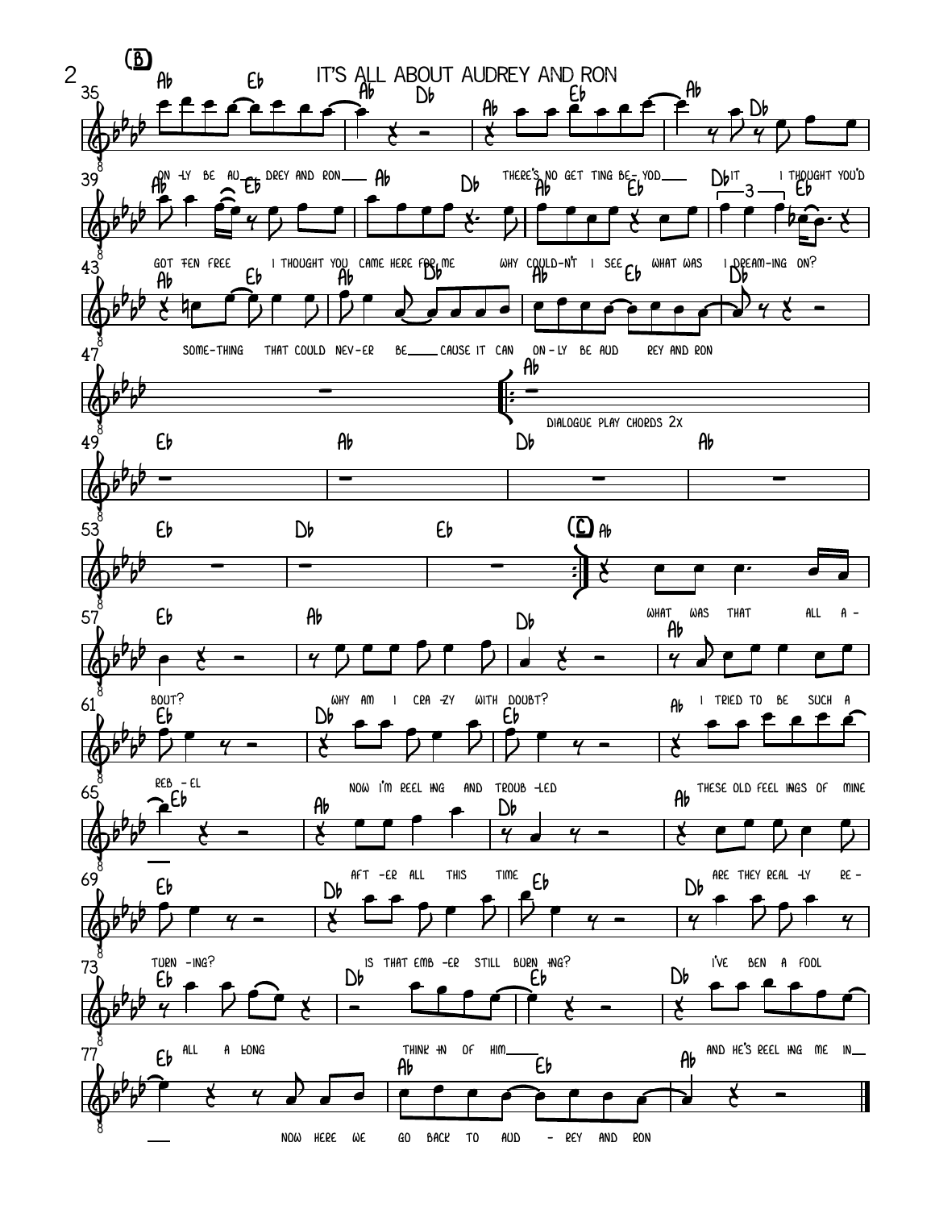(B)

ON - LY BE AU - DREY AND RON THERE'S NO GET TING BE - YOND IT I THOUGHT YOU'D

GOT TEN FREE I THOUGHT YOU CAME HERE FOR ME WHY COULD - N'T I SEE WHAT WAS I DREAM - ING ON?

SOME - THING THAT COULD NEV - ER BE CAUSE IT CAN ON - LY BE AUD REY AND RON

DIALOGUE PLAY CHORDS 2X

(C)

WHAT WAS THAT ALL A - BOUT? WHY AM I CRA - ZY WITH DOUBT? I TRIED TO BE SUCH A

REB - EL NOW I'M REEL ING AND TROUB - LED THESE OLD FEEL INGS OF MINE

AFT - ER ALL THIS TIME ARE THEY REAL - LY RE - TURN - ING? IS THAT EMB - ER STILL BURN ING? I'VE BEN A FOOL

ALL A - LONG THINK - IN OF HIM AND HE'S REEL ING ME IN NOW HERE WE GO BACK TO AUD - REY AND RON